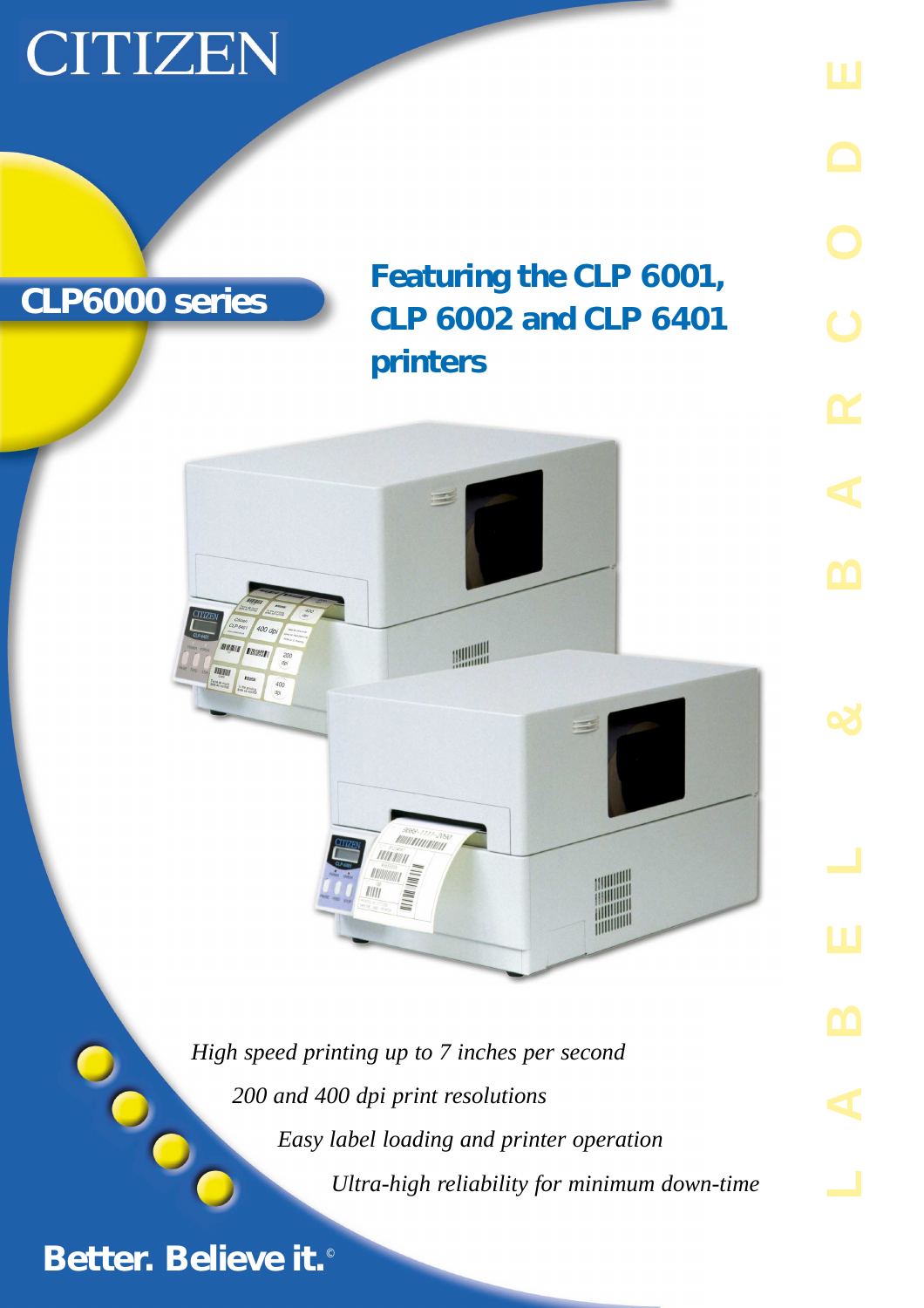CITIZEN

# CLP6000 series

## Featuring the CLP 6001, CLP 6002 and CLP 6401 printers

*High speed printing up to 7 inches per second*

*200 and 400 dpi print resolutions*

*Easy label loading and printer operation*

*Ultra-high reliability for minimum down-time*

LABEL & BARCODE

**Better. Believe it.**©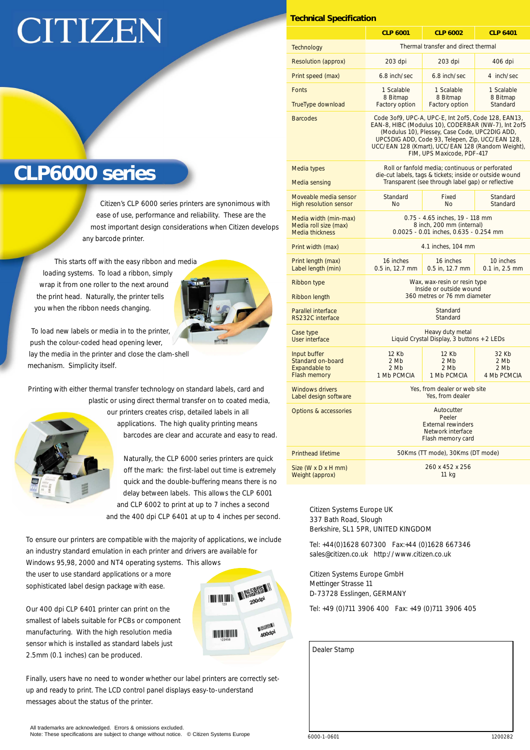# CITIZEN

## CLP6000 series

Citizen's CLP 6000 series printers are synonimous with ease of use, performance and reliability. These are the most important design considerations when Citizen develops any barcode printer.

This starts off with the easy ribbon and media loading systems. To load a ribbon, simply wrap it from one roller to the next around the print head. Naturally, the printer tells you when the ribbon needs changing.

To load new labels or media in to the printer, push the colour-coded head opening lever, lay the media in the printer and close the clam-shell mechanism. Simplicity itself.

Printing with either thermal transfer technology on standard labels, card and plastic or using direct thermal transfer on to coated media, our printers creates crisp, detailed labels in all applications. The high quality printing means barcodes are clear and accurate and easy to read.

Naturally, the CLP 6000 series printers are quick off the mark: the first-label out time is extremely quick and the double-buffering means there is no delay between labels. This allows the CLP 6001 and CLP 6002 to print at up to 7 inches a second and the 400 dpi CLP 6401 at up to 4 inches per second.

To ensure our printers are compatible with the majority of applications, we include an industry standard emulation in each printer and drivers are available for Windows 95,98, 2000 and NT4 operating systems. This allows the user to use standard applications or a more sophisticated label design package with ease.

Our 400 dpi CLP 6401 printer can print on the smallest of labels suitable for PCBs or component manufacturing. With the high resolution media sensor which is installed as standard labels just 2.5mm (0.1 inches) can be produced.

Finally, users have no need to wonder whether our label printers are correctly set-up and ready to print. The LCD control panel displays easy-to-understand messages about the status of the printer.

## Technical Specification

| | CLP 6001 | CLP 6002 | CLP 6401 |
|---|---|---|---|
| Technology | Thermal transfer and direct thermal | | |
| Resolution (approx) | 203 dpi | 203 dpi | 406 dpi |
| Print speed (max) | 6.8 inch/sec | 6.8 inch/sec | 4 inch/sec |
| Fonts<br>TrueType download | 1 Scalable<br>8 Bitmap<br>Factory option | 1 Scalable<br>8 Bitmap<br>Factory option | 1 Scalable<br>8 Bitmap<br>Standard |
| Barcodes | Code 3of9, UPC-A, UPC-E, Int 2of5, Code 128, EAN13, EAN-8, HIBC (Modulus 10), CODERBAR (NW-7), Int 2of5 (Modulus 10), Plessey, Case Code, UPC2DIG ADD, UPC5DIG ADD, Code 93, Telepen, Zip, UCC/EAN 128, UCC/EAN 128 (Kmart), UCC/EAN 128 (Random Weight), FIM, UPS Maxicode, PDF-417 | | |
| Media types<br>Media sensing | Roll or fanfold media; continuous or perforated die-cut labels, tags & tickets; inside or outside wound<br>Transparent (see through label gap) or reflective | | |
| Moveable media sensor<br>High resolution sensor | Standard<br>No | Fixed<br>No | Standard<br>Standard |
| Media width (min-max)<br>Media roll size (max)<br>Media thickness | 0.75 - 4.65 inches, 19 - 118 mm<br>8 inch, 200 mm (internal)<br>0.0025 - 0.01 inches, 0.635 - 0.254 mm | | |
| Print width (max) | 4.1 inches, 104 mm | | |
| Print length (max)<br>Label length (min) | 16 inches<br>0.5 in, 12.7 mm | 16 inches<br>0.5 in, 12.7 mm | 10 inches<br>0.1 in, 2.5 mm |
| Ribbon type<br>Ribbon length | Wax, wax-resin or resin type<br>Inside or outside wound<br>360 metres or 76 mm diameter | | |
| Parallel interface<br>RS232C interface | Standard<br>Standard | | |
| Case type<br>User interface | Heavy duty metal<br>Liquid Crystal Display, 3 buttons +2 LEDs | | |
| Input buffer<br>Standard on-board<br>Expandable to<br>Flash memory | 12 Kb<br>2 Mb<br>2 Mb<br>1 Mb PCMCIA | 12 Kb<br>2 Mb<br>2 Mb<br>1 Mb PCMCIA | 32 Kb<br>2 Mb<br>2 Mb<br>4 Mb PCMCIA |
| Windows drivers<br>Label design software | Yes, from dealer or web site<br>Yes, from dealer | | |
| Options & accessories | Autocutter<br>Peeler<br>External rewinders<br>Network interface<br>Flash memory card | | |
| Printhead lifetime | 50Kms (TT mode), 30Kms (DT mode) | | |
| Size (W x D x H mm)<br>Weight (approx) | 260 x 452 x 256<br>11 kg | | |

Citizen Systems Europe UK
337 Bath Road, Slough
Berkshire, SL1 5PR, UNITED KINGDOM

Tel: +44(0)1628 607300 Fax:+44 (0)1628 667346
sales@citizen.co.uk http://www.citizen.co.uk

Citizen Systems Europe GmbH
Mettinger Strasse 11
D-73728 Esslingen, GERMANY

Tel: +49 (0)711 3906 400 Fax: +49 (0)711 3906 405

Dealer Stamp

All trademarks are acknowledged. Errors & omissions excluded.
Note: These specifications are subject to change without notice. © Citizen Systems Europe

6000-1-0601 1200282